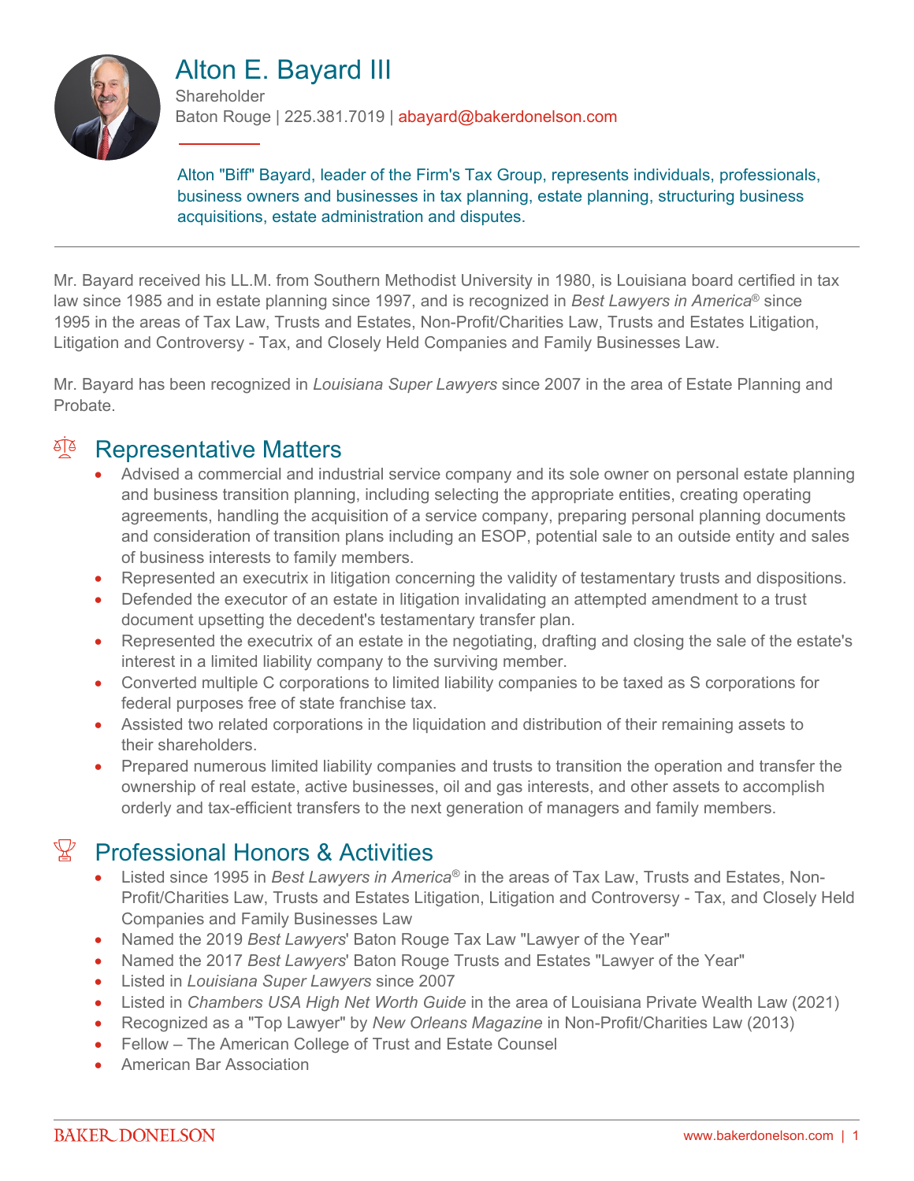# Alton E. Bayard III

Shareholder

Baton Rouge | 225.381.7019 | abayard@bakerdonelson.com

Alton "Biff" Bayard, leader of the Firm's Tax Group, represents individuals, professionals, business owners and businesses in tax planning, estate planning, structuring business acquisitions, estate administration and disputes.

Mr. Bayard received his LL.M. from Southern Methodist University in 1980, is Louisiana board certified in tax law since 1985 and in estate planning since 1997, and is recognized in *Best Lawyers in America®* since 1995 in the areas of Tax Law, Trusts and Estates, Non-Profit/Charities Law, Trusts and Estates Litigation, Litigation and Controversy - Tax, and Closely Held Companies and Family Businesses Law.

Mr. Bayard has been recognized in *Louisiana Super Lawyers* since 2007 in the area of Estate Planning and Probate.

## Representative Matters

- Advised a commercial and industrial service company and its sole owner on personal estate planning and business transition planning, including selecting the appropriate entities, creating operating agreements, handling the acquisition of a service company, preparing personal planning documents and consideration of transition plans including an ESOP, potential sale to an outside entity and sales of business interests to family members.
- Represented an executrix in litigation concerning the validity of testamentary trusts and dispositions.
- Defended the executor of an estate in litigation invalidating an attempted amendment to a trust document upsetting the decedent's testamentary transfer plan.
- Represented the executrix of an estate in the negotiating, drafting and closing the sale of the estate's interest in a limited liability company to the surviving member.
- Converted multiple C corporations to limited liability companies to be taxed as S corporations for federal purposes free of state franchise tax.
- Assisted two related corporations in the liquidation and distribution of their remaining assets to their shareholders.
- Prepared numerous limited liability companies and trusts to transition the operation and transfer the ownership of real estate, active businesses, oil and gas interests, and other assets to accomplish orderly and tax-efficient transfers to the next generation of managers and family members.

## Professional Honors & Activities

- Listed since 1995 in *Best Lawyers in America®* in the areas of Tax Law, Trusts and Estates, Non-Profit/Charities Law, Trusts and Estates Litigation, Litigation and Controversy - Tax, and Closely Held Companies and Family Businesses Law
- Named the 2019 *Best Lawyers*' Baton Rouge Tax Law "Lawyer of the Year"
- Named the 2017 *Best Lawyers*' Baton Rouge Trusts and Estates "Lawyer of the Year"
- Listed in *Louisiana Super Lawyers* since 2007
- Listed in *Chambers USA High Net Worth Guide* in the area of Louisiana Private Wealth Law (2021)
- Recognized as a "Top Lawyer" by *New Orleans Magazine* in Non-Profit/Charities Law (2013)
- Fellow – The American College of Trust and Estate Counsel
- American Bar Association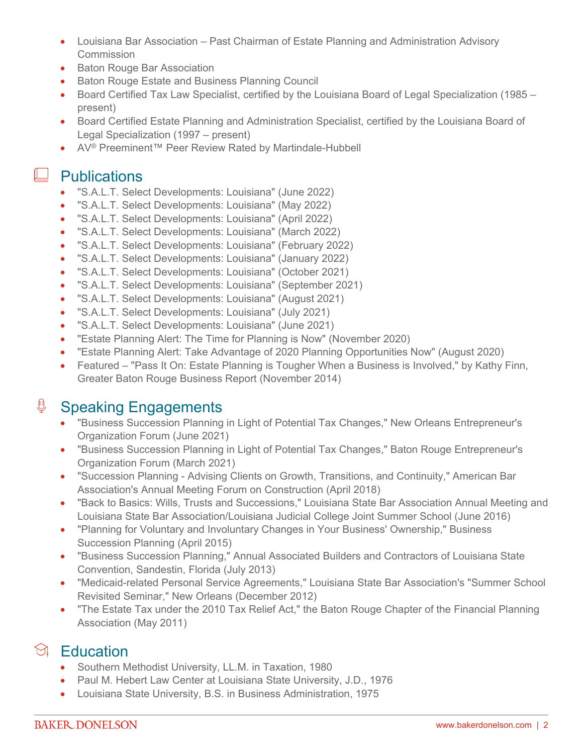- Louisiana Bar Association – Past Chairman of Estate Planning and Administration Advisory Commission
- Baton Rouge Bar Association
- Baton Rouge Estate and Business Planning Council
- Board Certified Tax Law Specialist, certified by the Louisiana Board of Legal Specialization (1985 – present)
- Board Certified Estate Planning and Administration Specialist, certified by the Louisiana Board of Legal Specialization (1997 – present)
- AV® Preeminent™ Peer Review Rated by Martindale-Hubbell

## Publications

- "S.A.L.T. Select Developments: Louisiana" (June 2022)
- "S.A.L.T. Select Developments: Louisiana" (May 2022)
- "S.A.L.T. Select Developments: Louisiana" (April 2022)
- "S.A.L.T. Select Developments: Louisiana" (March 2022)
- "S.A.L.T. Select Developments: Louisiana" (February 2022)
- "S.A.L.T. Select Developments: Louisiana" (January 2022)
- "S.A.L.T. Select Developments: Louisiana" (October 2021)
- "S.A.L.T. Select Developments: Louisiana" (September 2021)
- "S.A.L.T. Select Developments: Louisiana" (August 2021)
- "S.A.L.T. Select Developments: Louisiana" (July 2021)
- "S.A.L.T. Select Developments: Louisiana" (June 2021)
- "Estate Planning Alert: The Time for Planning is Now" (November 2020)
- "Estate Planning Alert: Take Advantage of 2020 Planning Opportunities Now" (August 2020)
- Featured – "Pass It On: Estate Planning is Tougher When a Business is Involved," by Kathy Finn, Greater Baton Rouge Business Report (November 2014)

## Speaking Engagements

- "Business Succession Planning in Light of Potential Tax Changes," New Orleans Entrepreneur's Organization Forum (June 2021)
- "Business Succession Planning in Light of Potential Tax Changes," Baton Rouge Entrepreneur's Organization Forum (March 2021)
- "Succession Planning - Advising Clients on Growth, Transitions, and Continuity," American Bar Association's Annual Meeting Forum on Construction (April 2018)
- "Back to Basics: Wills, Trusts and Successions," Louisiana State Bar Association Annual Meeting and Louisiana State Bar Association/Louisiana Judicial College Joint Summer School (June 2016)
- "Planning for Voluntary and Involuntary Changes in Your Business' Ownership," Business Succession Planning (April 2015)
- "Business Succession Planning," Annual Associated Builders and Contractors of Louisiana State Convention, Sandestin, Florida (July 2013)
- "Medicaid-related Personal Service Agreements," Louisiana State Bar Association's "Summer School Revisited Seminar," New Orleans (December 2012)
- "The Estate Tax under the 2010 Tax Relief Act," the Baton Rouge Chapter of the Financial Planning Association (May 2011)

## Education

- Southern Methodist University, LL.M. in Taxation, 1980
- Paul M. Hebert Law Center at Louisiana State University, J.D., 1976
- Louisiana State University, B.S. in Business Administration, 1975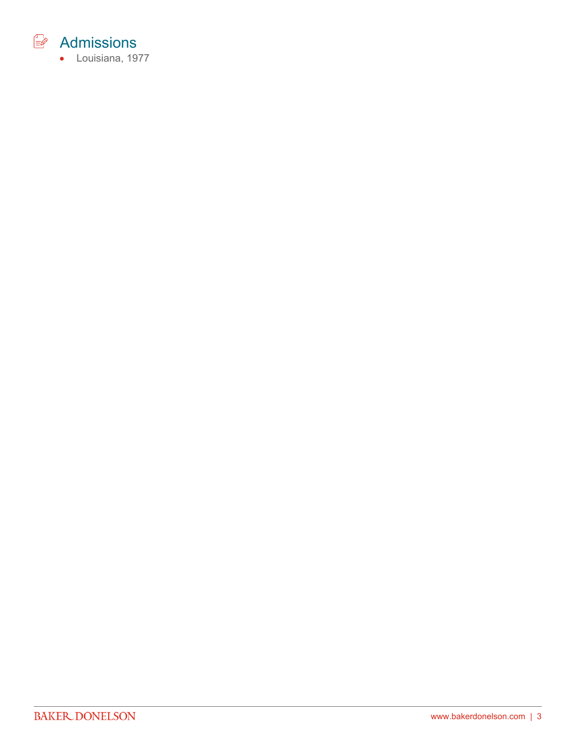## Admissions

- Louisiana, 1977